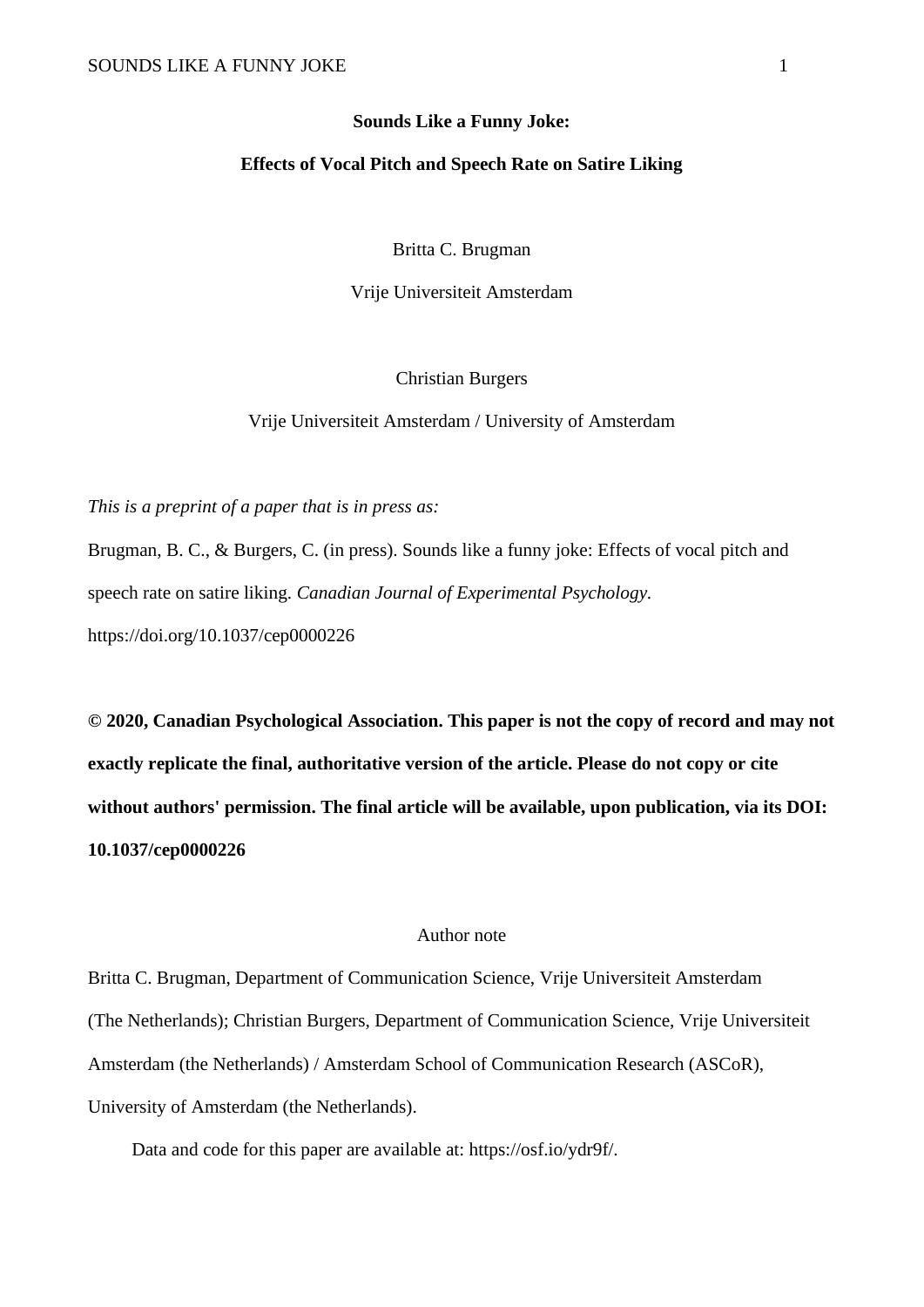# Sounds Like a Funny Joke:

## Effects of Vocal Pitch and Speech Rate on Satire Liking

Britta C. Brugman

Vrije Universiteit Amsterdam

Christian Burgers

Vrije Universiteit Amsterdam / University of Amsterdam

*This is a preprint of a paper that is in press as:*

Brugman, B. C., & Burgers, C. (in press). Sounds like a funny joke: Effects of vocal pitch and speech rate on satire liking. *Canadian Journal of Experimental Psychology.* https://doi.org/10.1037/cep0000226

**© 2020, Canadian Psychological Association. This paper is not the copy of record and may not exactly replicate the final, authoritative version of the article. Please do not copy or cite without authors' permission. The final article will be available, upon publication, via its DOI: 10.1037/cep0000226**

Author note

Britta C. Brugman, Department of Communication Science, Vrije Universiteit Amsterdam (The Netherlands); Christian Burgers, Department of Communication Science, Vrije Universiteit Amsterdam (the Netherlands) / Amsterdam School of Communication Research (ASCoR), University of Amsterdam (the Netherlands).

Data and code for this paper are available at: https://osf.io/ydr9f/.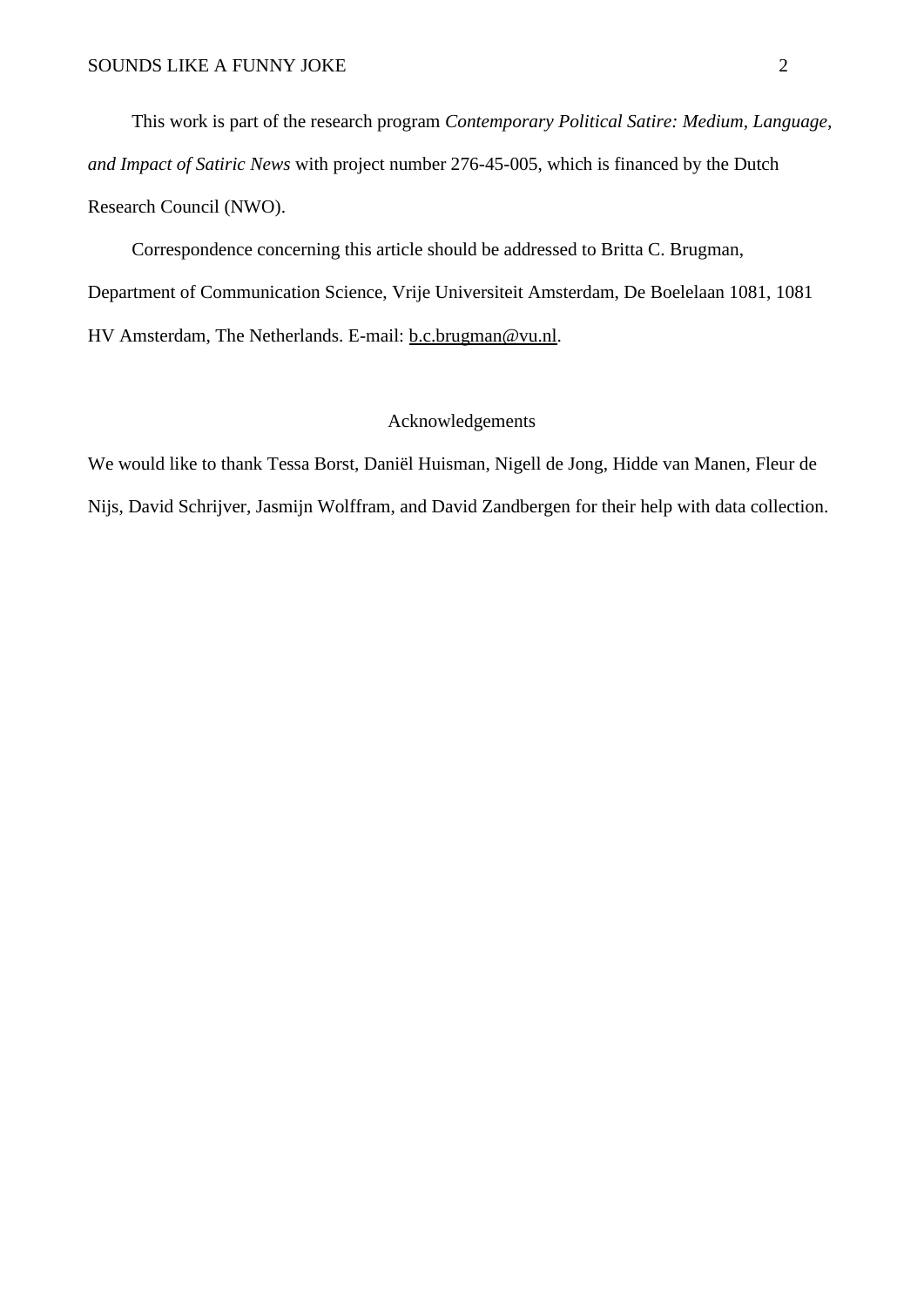This work is part of the research program *Contemporary Political Satire: Medium, Language, and Impact of Satiric News* with project number 276-45-005, which is financed by the Dutch Research Council (NWO).

Correspondence concerning this article should be addressed to Britta C. Brugman, Department of Communication Science, Vrije Universiteit Amsterdam, De Boelelaan 1081, 1081 HV Amsterdam, The Netherlands. E-mail: b.c.brugman@vu.nl.

## Acknowledgements

We would like to thank Tessa Borst, Daniël Huisman, Nigell de Jong, Hidde van Manen, Fleur de Nijs, David Schrijver, Jasmijn Wolffram, and David Zandbergen for their help with data collection.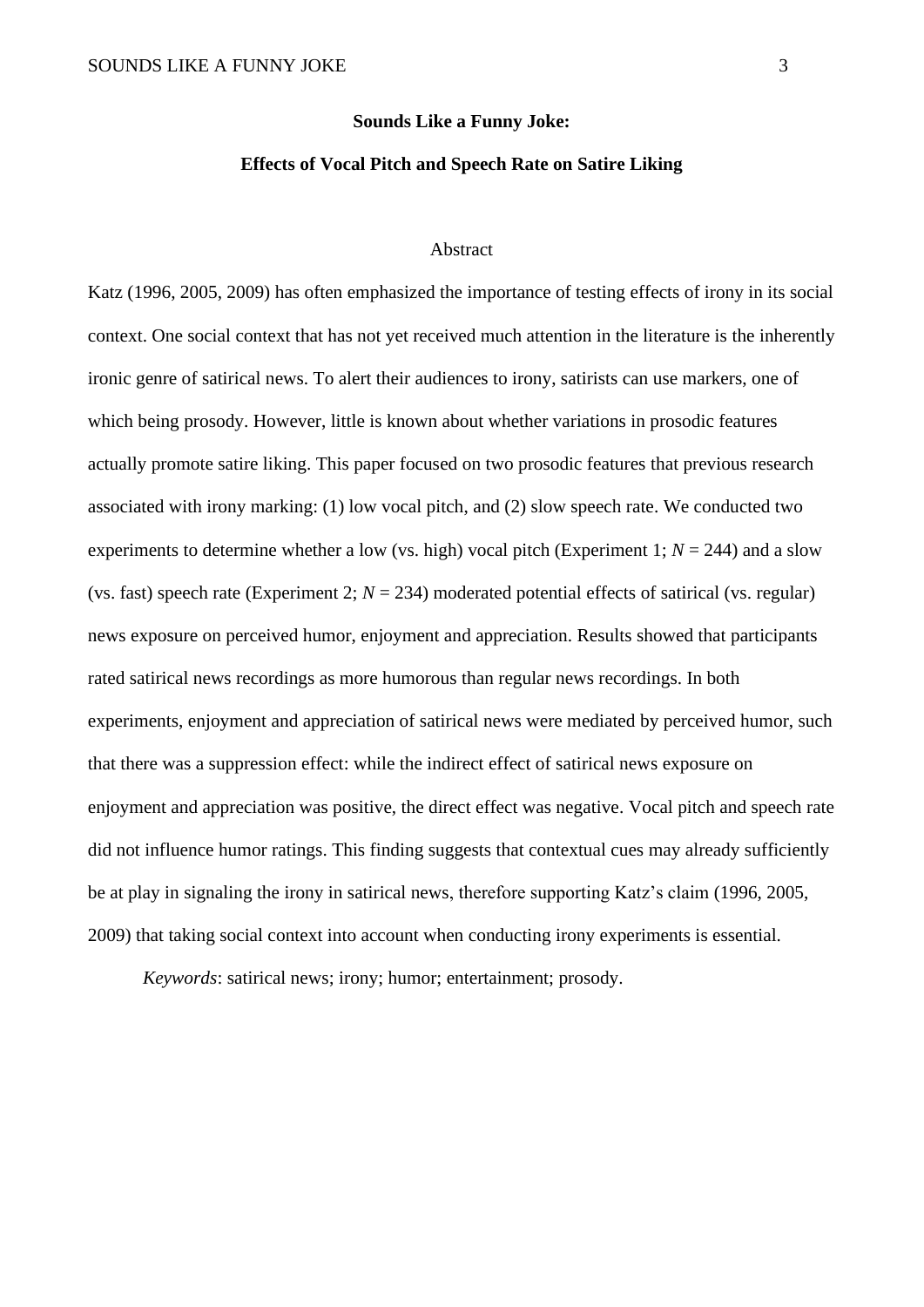# Sounds Like a Funny Joke:

## Effects of Vocal Pitch and Speech Rate on Satire Liking

### Abstract

Katz (1996, 2005, 2009) has often emphasized the importance of testing effects of irony in its social context. One social context that has not yet received much attention in the literature is the inherently ironic genre of satirical news. To alert their audiences to irony, satirists can use markers, one of which being prosody. However, little is known about whether variations in prosodic features actually promote satire liking. This paper focused on two prosodic features that previous research associated with irony marking: (1) low vocal pitch, and (2) slow speech rate. We conducted two experiments to determine whether a low (vs. high) vocal pitch (Experiment 1; $N = 244$) and a slow (vs. fast) speech rate (Experiment 2; $N = 234$) moderated potential effects of satirical (vs. regular) news exposure on perceived humor, enjoyment and appreciation. Results showed that participants rated satirical news recordings as more humorous than regular news recordings. In both experiments, enjoyment and appreciation of satirical news were mediated by perceived humor, such that there was a suppression effect: while the indirect effect of satirical news exposure on enjoyment and appreciation was positive, the direct effect was negative. Vocal pitch and speech rate did not influence humor ratings. This finding suggests that contextual cues may already sufficiently be at play in signaling the irony in satirical news, therefore supporting Katz's claim (1996, 2005, 2009) that taking social context into account when conducting irony experiments is essential.

*Keywords*: satirical news; irony; humor; entertainment; prosody.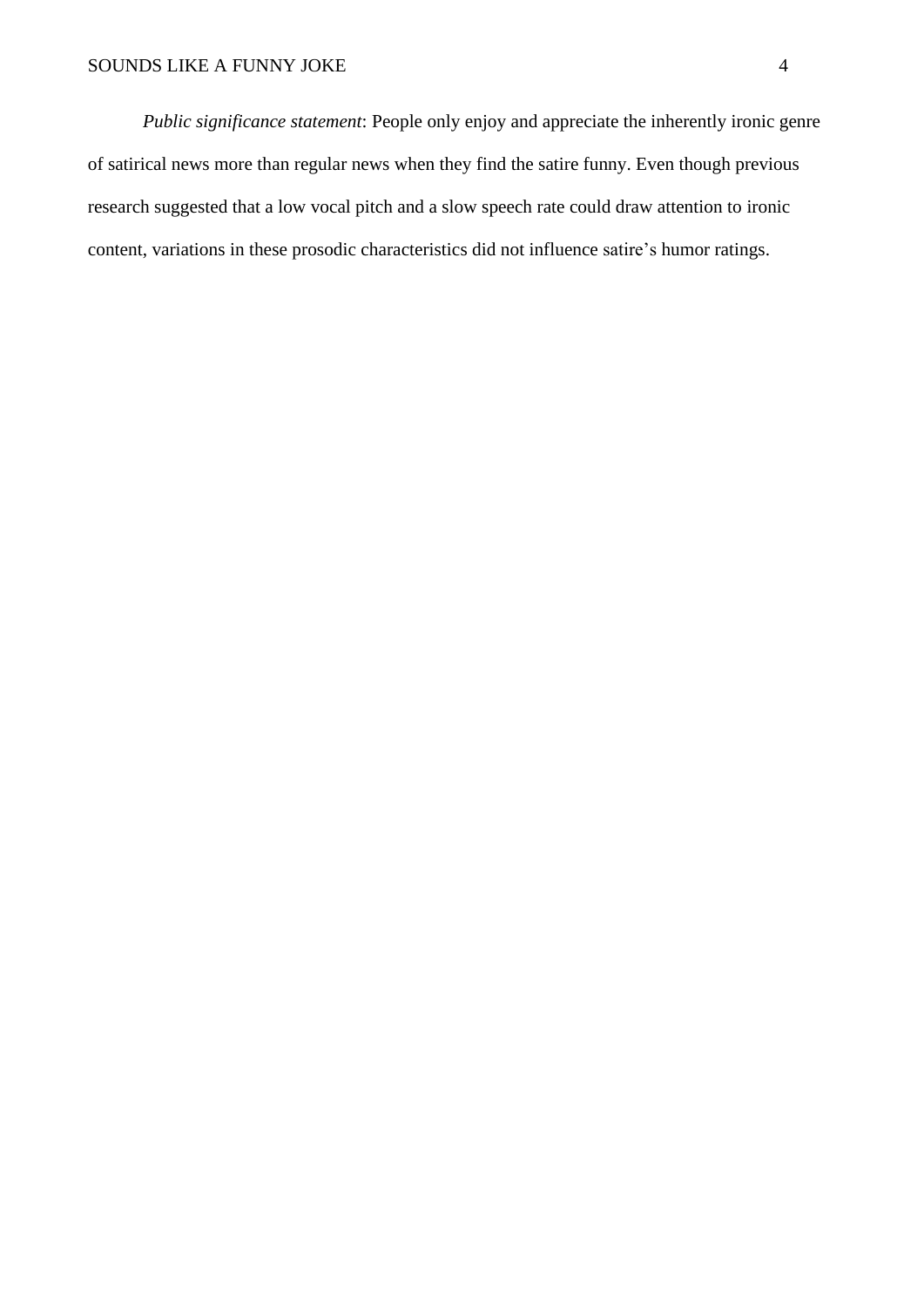*Public significance statement*: People only enjoy and appreciate the inherently ironic genre of satirical news more than regular news when they find the satire funny. Even though previous research suggested that a low vocal pitch and a slow speech rate could draw attention to ironic content, variations in these prosodic characteristics did not influence satire's humor ratings.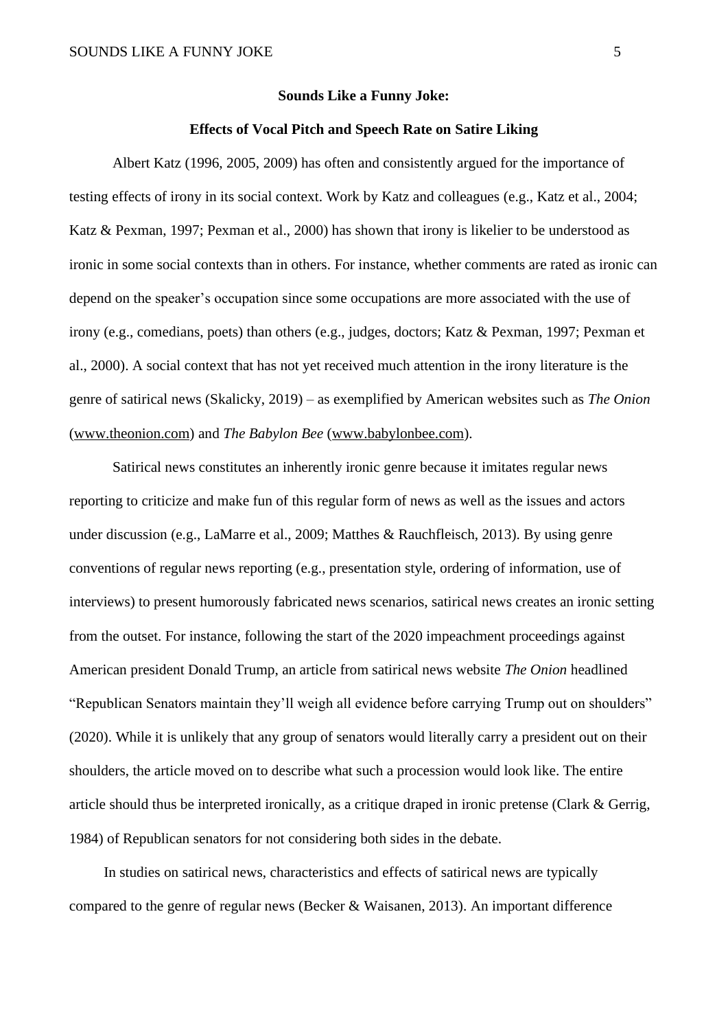**Sounds Like a Funny Joke:**

**Effects of Vocal Pitch and Speech Rate on Satire Liking**

Albert Katz (1996, 2005, 2009) has often and consistently argued for the importance of testing effects of irony in its social context. Work by Katz and colleagues (e.g., Katz et al., 2004; Katz & Pexman, 1997; Pexman et al., 2000) has shown that irony is likelier to be understood as ironic in some social contexts than in others. For instance, whether comments are rated as ironic can depend on the speaker's occupation since some occupations are more associated with the use of irony (e.g., comedians, poets) than others (e.g., judges, doctors; Katz & Pexman, 1997; Pexman et al., 2000). A social context that has not yet received much attention in the irony literature is the genre of satirical news (Skalicky, 2019) – as exemplified by American websites such as *The Onion* (www.theonion.com) and *The Babylon Bee* (www.babylonbee.com).

Satirical news constitutes an inherently ironic genre because it imitates regular news reporting to criticize and make fun of this regular form of news as well as the issues and actors under discussion (e.g., LaMarre et al., 2009; Matthes & Rauchfleisch, 2013). By using genre conventions of regular news reporting (e.g., presentation style, ordering of information, use of interviews) to present humorously fabricated news scenarios, satirical news creates an ironic setting from the outset. For instance, following the start of the 2020 impeachment proceedings against American president Donald Trump, an article from satirical news website *The Onion* headlined "Republican Senators maintain they'll weigh all evidence before carrying Trump out on shoulders" (2020). While it is unlikely that any group of senators would literally carry a president out on their shoulders, the article moved on to describe what such a procession would look like. The entire article should thus be interpreted ironically, as a critique draped in ironic pretense (Clark & Gerrig, 1984) of Republican senators for not considering both sides in the debate.

In studies on satirical news, characteristics and effects of satirical news are typically compared to the genre of regular news (Becker & Waisanen, 2013). An important difference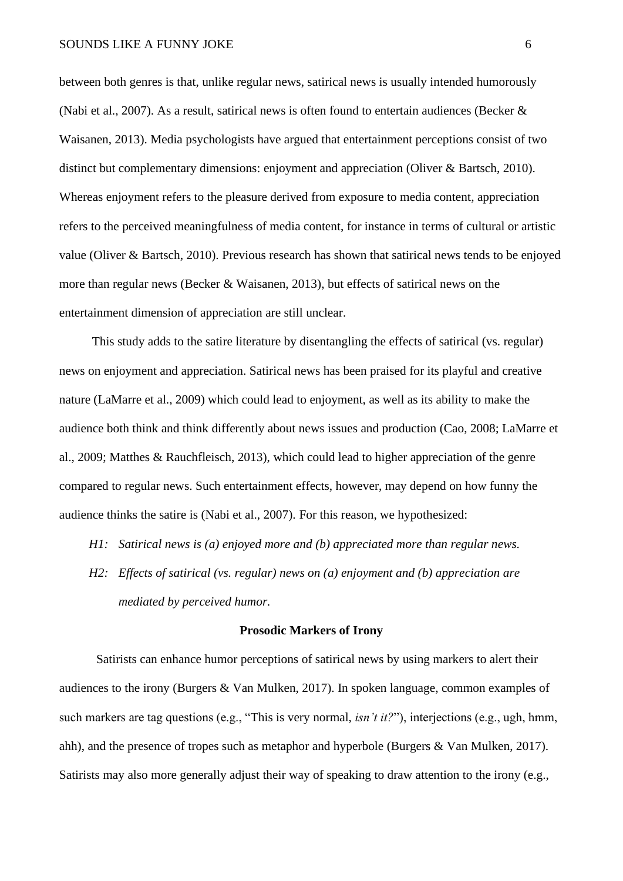between both genres is that, unlike regular news, satirical news is usually intended humorously (Nabi et al., 2007). As a result, satirical news is often found to entertain audiences (Becker & Waisanen, 2013). Media psychologists have argued that entertainment perceptions consist of two distinct but complementary dimensions: enjoyment and appreciation (Oliver & Bartsch, 2010). Whereas enjoyment refers to the pleasure derived from exposure to media content, appreciation refers to the perceived meaningfulness of media content, for instance in terms of cultural or artistic value (Oliver & Bartsch, 2010). Previous research has shown that satirical news tends to be enjoyed more than regular news (Becker & Waisanen, 2013), but effects of satirical news on the entertainment dimension of appreciation are still unclear.

This study adds to the satire literature by disentangling the effects of satirical (vs. regular) news on enjoyment and appreciation. Satirical news has been praised for its playful and creative nature (LaMarre et al., 2009) which could lead to enjoyment, as well as its ability to make the audience both think and think differently about news issues and production (Cao, 2008; LaMarre et al., 2009; Matthes & Rauchfleisch, 2013), which could lead to higher appreciation of the genre compared to regular news. Such entertainment effects, however, may depend on how funny the audience thinks the satire is (Nabi et al., 2007). For this reason, we hypothesized:

*H1: Satirical news is (a) enjoyed more and (b) appreciated more than regular news.*

*H2: Effects of satirical (vs. regular) news on (a) enjoyment and (b) appreciation are mediated by perceived humor.*

## Prosodic Markers of Irony

Satirists can enhance humor perceptions of satirical news by using markers to alert their audiences to the irony (Burgers & Van Mulken, 2017). In spoken language, common examples of such markers are tag questions (e.g., "This is very normal, *isn't it?*"), interjections (e.g., ugh, hmm, ahh), and the presence of tropes such as metaphor and hyperbole (Burgers & Van Mulken, 2017). Satirists may also more generally adjust their way of speaking to draw attention to the irony (e.g.,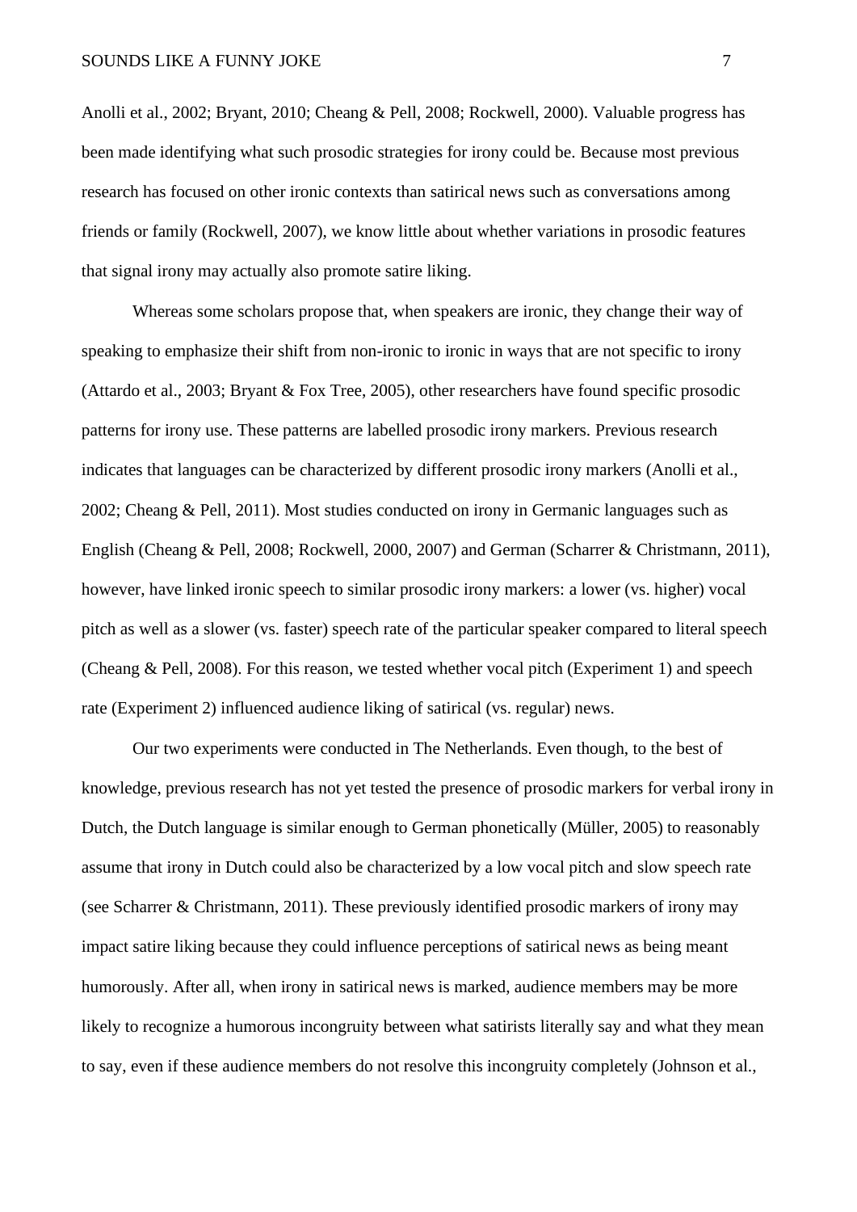Anolli et al., 2002; Bryant, 2010; Cheang & Pell, 2008; Rockwell, 2000). Valuable progress has been made identifying what such prosodic strategies for irony could be. Because most previous research has focused on other ironic contexts than satirical news such as conversations among friends or family (Rockwell, 2007), we know little about whether variations in prosodic features that signal irony may actually also promote satire liking.

Whereas some scholars propose that, when speakers are ironic, they change their way of speaking to emphasize their shift from non-ironic to ironic in ways that are not specific to irony (Attardo et al., 2003; Bryant & Fox Tree, 2005), other researchers have found specific prosodic patterns for irony use. These patterns are labelled prosodic irony markers. Previous research indicates that languages can be characterized by different prosodic irony markers (Anolli et al., 2002; Cheang & Pell, 2011). Most studies conducted on irony in Germanic languages such as English (Cheang & Pell, 2008; Rockwell, 2000, 2007) and German (Scharrer & Christmann, 2011), however, have linked ironic speech to similar prosodic irony markers: a lower (vs. higher) vocal pitch as well as a slower (vs. faster) speech rate of the particular speaker compared to literal speech (Cheang & Pell, 2008). For this reason, we tested whether vocal pitch (Experiment 1) and speech rate (Experiment 2) influenced audience liking of satirical (vs. regular) news.

Our two experiments were conducted in The Netherlands. Even though, to the best of knowledge, previous research has not yet tested the presence of prosodic markers for verbal irony in Dutch, the Dutch language is similar enough to German phonetically (Müller, 2005) to reasonably assume that irony in Dutch could also be characterized by a low vocal pitch and slow speech rate (see Scharrer & Christmann, 2011). These previously identified prosodic markers of irony may impact satire liking because they could influence perceptions of satirical news as being meant humorously. After all, when irony in satirical news is marked, audience members may be more likely to recognize a humorous incongruity between what satirists literally say and what they mean to say, even if these audience members do not resolve this incongruity completely (Johnson et al.,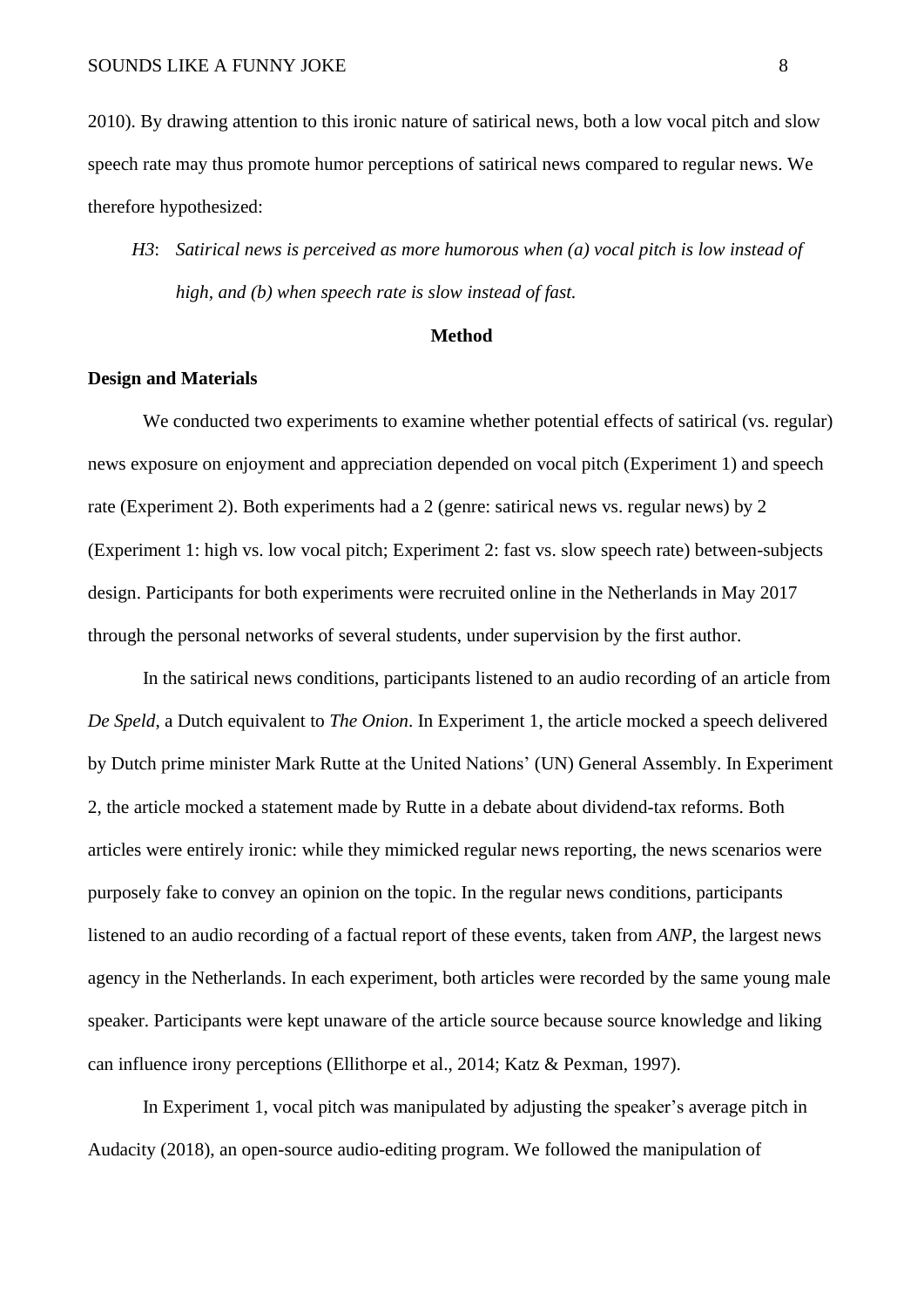2010). By drawing attention to this ironic nature of satirical news, both a low vocal pitch and slow speech rate may thus promote humor perceptions of satirical news compared to regular news. We therefore hypothesized:

*H3*: *Satirical news is perceived as more humorous when (a) vocal pitch is low instead of high, and (b) when speech rate is slow instead of fast.*

# Method

## Design and Materials

We conducted two experiments to examine whether potential effects of satirical (vs. regular) news exposure on enjoyment and appreciation depended on vocal pitch (Experiment 1) and speech rate (Experiment 2). Both experiments had a 2 (genre: satirical news vs. regular news) by 2 (Experiment 1: high vs. low vocal pitch; Experiment 2: fast vs. slow speech rate) between-subjects design. Participants for both experiments were recruited online in the Netherlands in May 2017 through the personal networks of several students, under supervision by the first author.

In the satirical news conditions, participants listened to an audio recording of an article from *De Speld*, a Dutch equivalent to *The Onion*. In Experiment 1, the article mocked a speech delivered by Dutch prime minister Mark Rutte at the United Nations' (UN) General Assembly. In Experiment 2, the article mocked a statement made by Rutte in a debate about dividend-tax reforms. Both articles were entirely ironic: while they mimicked regular news reporting, the news scenarios were purposely fake to convey an opinion on the topic. In the regular news conditions, participants listened to an audio recording of a factual report of these events, taken from *ANP*, the largest news agency in the Netherlands. In each experiment, both articles were recorded by the same young male speaker. Participants were kept unaware of the article source because source knowledge and liking can influence irony perceptions (Ellithorpe et al., 2014; Katz & Pexman, 1997).

In Experiment 1, vocal pitch was manipulated by adjusting the speaker's average pitch in Audacity (2018), an open-source audio-editing program. We followed the manipulation of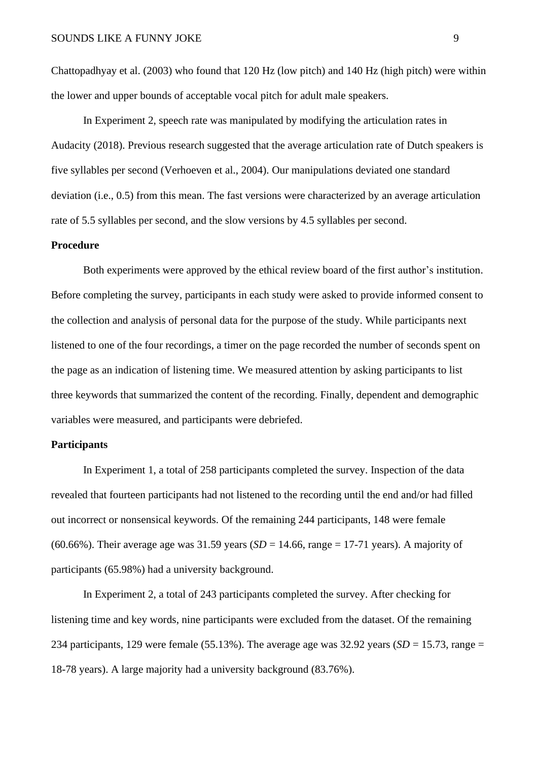Chattopadhyay et al. (2003) who found that 120 Hz (low pitch) and 140 Hz (high pitch) were within the lower and upper bounds of acceptable vocal pitch for adult male speakers.

In Experiment 2, speech rate was manipulated by modifying the articulation rates in Audacity (2018). Previous research suggested that the average articulation rate of Dutch speakers is five syllables per second (Verhoeven et al., 2004). Our manipulations deviated one standard deviation (i.e., 0.5) from this mean. The fast versions were characterized by an average articulation rate of 5.5 syllables per second, and the slow versions by 4.5 syllables per second.

**Procedure**

Both experiments were approved by the ethical review board of the first author's institution. Before completing the survey, participants in each study were asked to provide informed consent to the collection and analysis of personal data for the purpose of the study. While participants next listened to one of the four recordings, a timer on the page recorded the number of seconds spent on the page as an indication of listening time. We measured attention by asking participants to list three keywords that summarized the content of the recording. Finally, dependent and demographic variables were measured, and participants were debriefed.

**Participants**

In Experiment 1, a total of 258 participants completed the survey. Inspection of the data revealed that fourteen participants had not listened to the recording until the end and/or had filled out incorrect or nonsensical keywords. Of the remaining 244 participants, 148 were female (60.66%). Their average age was 31.59 years (*SD* = 14.66, range = 17-71 years). A majority of participants (65.98%) had a university background.

In Experiment 2, a total of 243 participants completed the survey. After checking for listening time and key words, nine participants were excluded from the dataset. Of the remaining 234 participants, 129 were female (55.13%). The average age was 32.92 years (*SD* = 15.73, range = 18-78 years). A large majority had a university background (83.76%).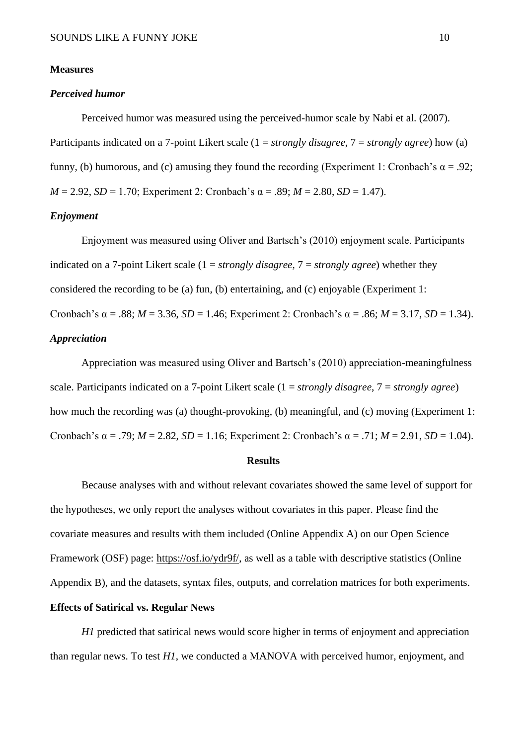## Measures

### *Perceived humor*

Perceived humor was measured using the perceived-humor scale by Nabi et al. (2007). Participants indicated on a 7-point Likert scale (1 = *strongly disagree*, 7 = *strongly agree*) how (a) funny, (b) humorous, and (c) amusing they found the recording (Experiment 1: Cronbach's $\alpha = .92$; $M = 2.92$, $SD = 1.70$; Experiment 2: Cronbach's $\alpha = .89$; $M = 2.80$, $SD = 1.47$).

### *Enjoyment*

Enjoyment was measured using Oliver and Bartsch's (2010) enjoyment scale. Participants indicated on a 7-point Likert scale (1 = *strongly disagree*, 7 = *strongly agree*) whether they considered the recording to be (a) fun, (b) entertaining, and (c) enjoyable (Experiment 1: Cronbach's $\alpha = .88$; $M = 3.36$, $SD = 1.46$; Experiment 2: Cronbach's $\alpha = .86$; $M = 3.17$, $SD = 1.34$).

### *Appreciation*

Appreciation was measured using Oliver and Bartsch's (2010) appreciation-meaningfulness scale. Participants indicated on a 7-point Likert scale (1 = *strongly disagree*, 7 = *strongly agree*) how much the recording was (a) thought-provoking, (b) meaningful, and (c) moving (Experiment 1: Cronbach's $\alpha = .79$; $M = 2.82$, $SD = 1.16$; Experiment 2: Cronbach's $\alpha = .71$; $M = 2.91$, $SD = 1.04$).

# Results

Because analyses with and without relevant covariates showed the same level of support for the hypotheses, we only report the analyses without covariates in this paper. Please find the covariate measures and results with them included (Online Appendix A) on our Open Science Framework (OSF) page: https://osf.io/ydr9f/, as well as a table with descriptive statistics (Online Appendix B), and the datasets, syntax files, outputs, and correlation matrices for both experiments.

## Effects of Satirical vs. Regular News

*H1* predicted that satirical news would score higher in terms of enjoyment and appreciation than regular news. To test *H1*, we conducted a MANOVA with perceived humor, enjoyment, and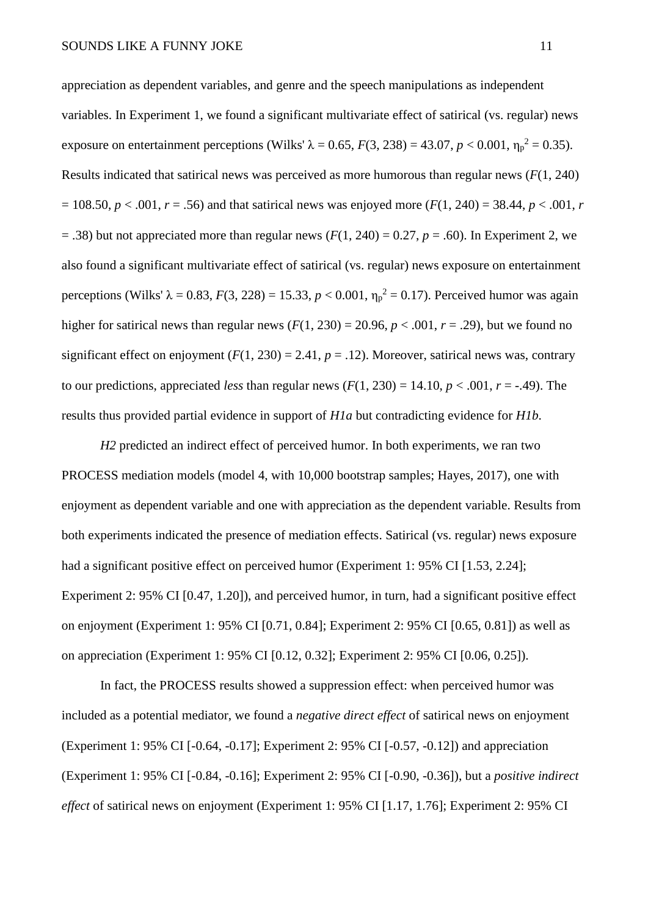appreciation as dependent variables, and genre and the speech manipulations as independent variables. In Experiment 1, we found a significant multivariate effect of satirical (vs. regular) news exposure on entertainment perceptions (Wilks' $\lambda = 0.65$, $F(3, 238) = 43.07$, $p < 0.001$, $\eta_p^2 = 0.35$). Results indicated that satirical news was perceived as more humorous than regular news ($F(1, 240) = 108.50$, $p < .001$, $r = .56$) and that satirical news was enjoyed more ($F(1, 240) = 38.44$, $p < .001$, $r = .38$) but not appreciated more than regular news ($F(1, 240) = 0.27$, $p = .60$). In Experiment 2, we also found a significant multivariate effect of satirical (vs. regular) news exposure on entertainment perceptions (Wilks' $\lambda = 0.83$, $F(3, 228) = 15.33$, $p < 0.001$, $\eta_p^2 = 0.17$). Perceived humor was again higher for satirical news than regular news ($F(1, 230) = 20.96$, $p < .001$, $r = .29$), but we found no significant effect on enjoyment ($F(1, 230) = 2.41$, $p = .12$). Moreover, satirical news was, contrary to our predictions, appreciated *less* than regular news ($F(1, 230) = 14.10$, $p < .001$, $r = -.49$). The results thus provided partial evidence in support of *H1a* but contradicting evidence for *H1b*.

*H2* predicted an indirect effect of perceived humor. In both experiments, we ran two PROCESS mediation models (model 4, with 10,000 bootstrap samples; Hayes, 2017), one with enjoyment as dependent variable and one with appreciation as the dependent variable. Results from both experiments indicated the presence of mediation effects. Satirical (vs. regular) news exposure had a significant positive effect on perceived humor (Experiment 1: 95% CI [1.53, 2.24]; Experiment 2: 95% CI [0.47, 1.20]), and perceived humor, in turn, had a significant positive effect on enjoyment (Experiment 1: 95% CI [0.71, 0.84]; Experiment 2: 95% CI [0.65, 0.81]) as well as on appreciation (Experiment 1: 95% CI [0.12, 0.32]; Experiment 2: 95% CI [0.06, 0.25]).

In fact, the PROCESS results showed a suppression effect: when perceived humor was included as a potential mediator, we found a *negative direct effect* of satirical news on enjoyment (Experiment 1: 95% CI [-0.64, -0.17]; Experiment 2: 95% CI [-0.57, -0.12]) and appreciation (Experiment 1: 95% CI [-0.84, -0.16]; Experiment 2: 95% CI [-0.90, -0.36]), but a *positive indirect effect* of satirical news on enjoyment (Experiment 1: 95% CI [1.17, 1.76]; Experiment 2: 95% CI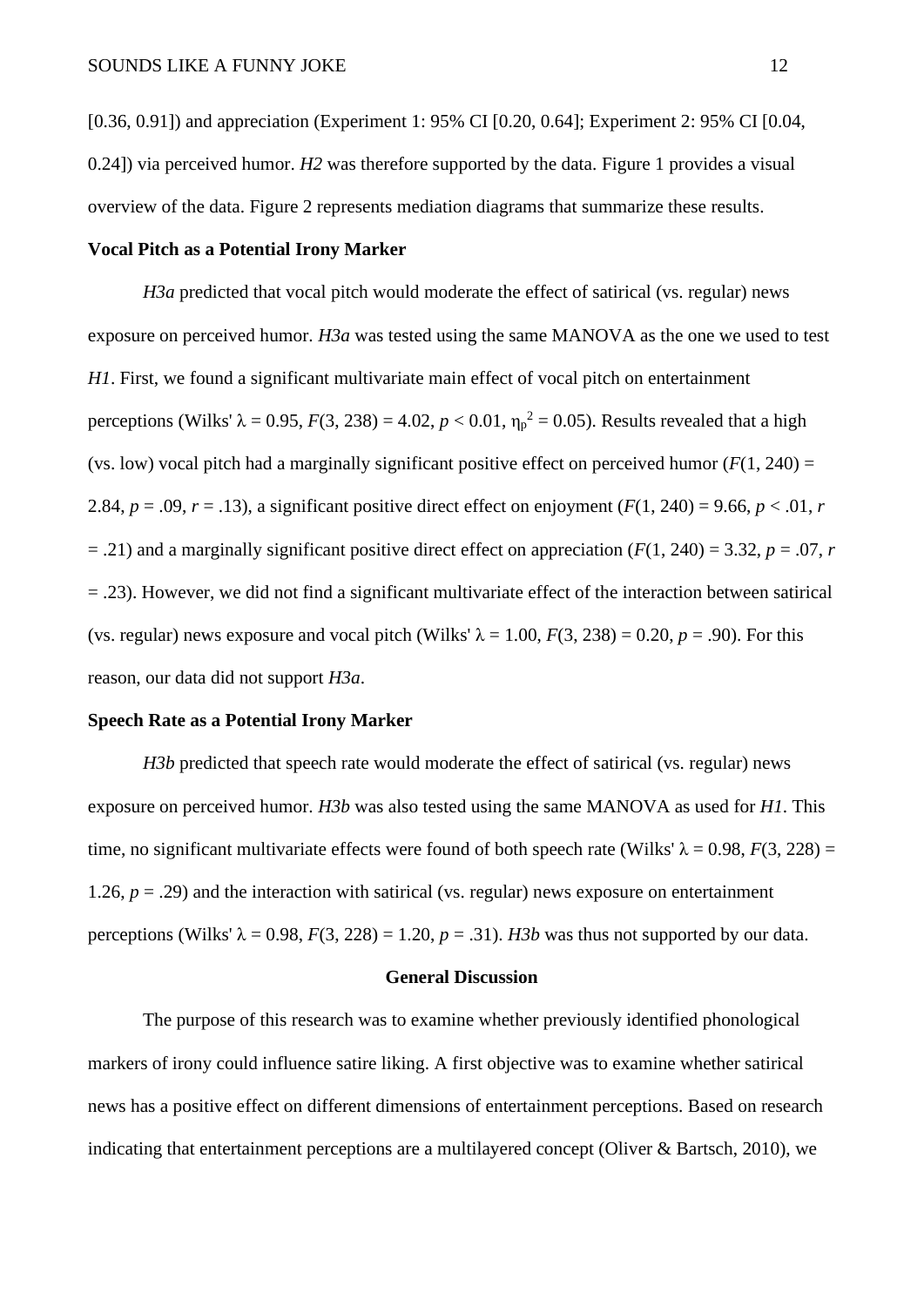[0.36, 0.91]) and appreciation (Experiment 1: 95% CI [0.20, 0.64]; Experiment 2: 95% CI [0.04, 0.24]) via perceived humor. *H2* was therefore supported by the data. Figure 1 provides a visual overview of the data. Figure 2 represents mediation diagrams that summarize these results.

**Vocal Pitch as a Potential Irony Marker**

*H3a* predicted that vocal pitch would moderate the effect of satirical (vs. regular) news exposure on perceived humor. *H3a* was tested using the same MANOVA as the one we used to test *H1*. First, we found a significant multivariate main effect of vocal pitch on entertainment perceptions (Wilks' $\lambda = 0.95$, $F(3, 238) = 4.02$, $p < 0.01$, $\eta_p^2 = 0.05$). Results revealed that a high (vs. low) vocal pitch had a marginally significant positive effect on perceived humor ($F(1, 240) = 2.84$, $p = .09$, $r = .13$), a significant positive direct effect on enjoyment ($F(1, 240) = 9.66$, $p < .01$, $r = .21$) and a marginally significant positive direct effect on appreciation ($F(1, 240) = 3.32$, $p = .07$, $r = .23$). However, we did not find a significant multivariate effect of the interaction between satirical (vs. regular) news exposure and vocal pitch (Wilks' $\lambda = 1.00$, $F(3, 238) = 0.20$, $p = .90$). For this reason, our data did not support *H3a*.

**Speech Rate as a Potential Irony Marker**

*H3b* predicted that speech rate would moderate the effect of satirical (vs. regular) news exposure on perceived humor. *H3b* was also tested using the same MANOVA as used for *H1*. This time, no significant multivariate effects were found of both speech rate (Wilks' $\lambda = 0.98$, $F(3, 228) = 1.26$, $p = .29$) and the interaction with satirical (vs. regular) news exposure on entertainment perceptions (Wilks' $\lambda = 0.98$, $F(3, 228) = 1.20$, $p = .31$). *H3b* was thus not supported by our data.

## General Discussion

The purpose of this research was to examine whether previously identified phonological markers of irony could influence satire liking. A first objective was to examine whether satirical news has a positive effect on different dimensions of entertainment perceptions. Based on research indicating that entertainment perceptions are a multilayered concept (Oliver & Bartsch, 2010), we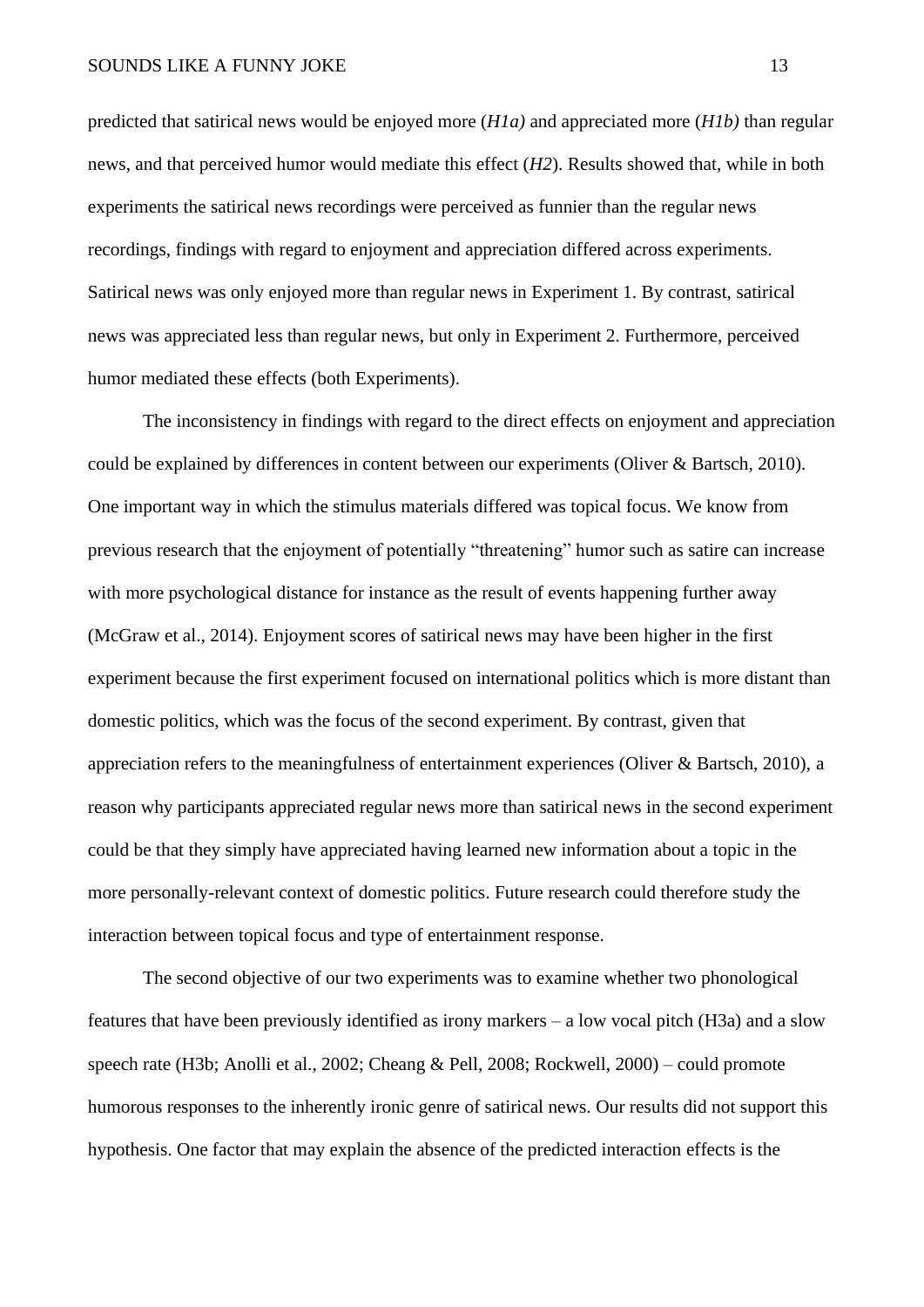predicted that satirical news would be enjoyed more (*H1a)* and appreciated more (*H1b)* than regular news, and that perceived humor would mediate this effect (*H2*). Results showed that, while in both experiments the satirical news recordings were perceived as funnier than the regular news recordings, findings with regard to enjoyment and appreciation differed across experiments. Satirical news was only enjoyed more than regular news in Experiment 1. By contrast, satirical news was appreciated less than regular news, but only in Experiment 2. Furthermore, perceived humor mediated these effects (both Experiments).

The inconsistency in findings with regard to the direct effects on enjoyment and appreciation could be explained by differences in content between our experiments (Oliver & Bartsch, 2010). One important way in which the stimulus materials differed was topical focus. We know from previous research that the enjoyment of potentially "threatening" humor such as satire can increase with more psychological distance for instance as the result of events happening further away (McGraw et al., 2014). Enjoyment scores of satirical news may have been higher in the first experiment because the first experiment focused on international politics which is more distant than domestic politics, which was the focus of the second experiment. By contrast, given that appreciation refers to the meaningfulness of entertainment experiences (Oliver & Bartsch, 2010), a reason why participants appreciated regular news more than satirical news in the second experiment could be that they simply have appreciated having learned new information about a topic in the more personally-relevant context of domestic politics. Future research could therefore study the interaction between topical focus and type of entertainment response.

The second objective of our two experiments was to examine whether two phonological features that have been previously identified as irony markers – a low vocal pitch (H3a) and a slow speech rate (H3b; Anolli et al., 2002; Cheang & Pell, 2008; Rockwell, 2000) – could promote humorous responses to the inherently ironic genre of satirical news. Our results did not support this hypothesis. One factor that may explain the absence of the predicted interaction effects is the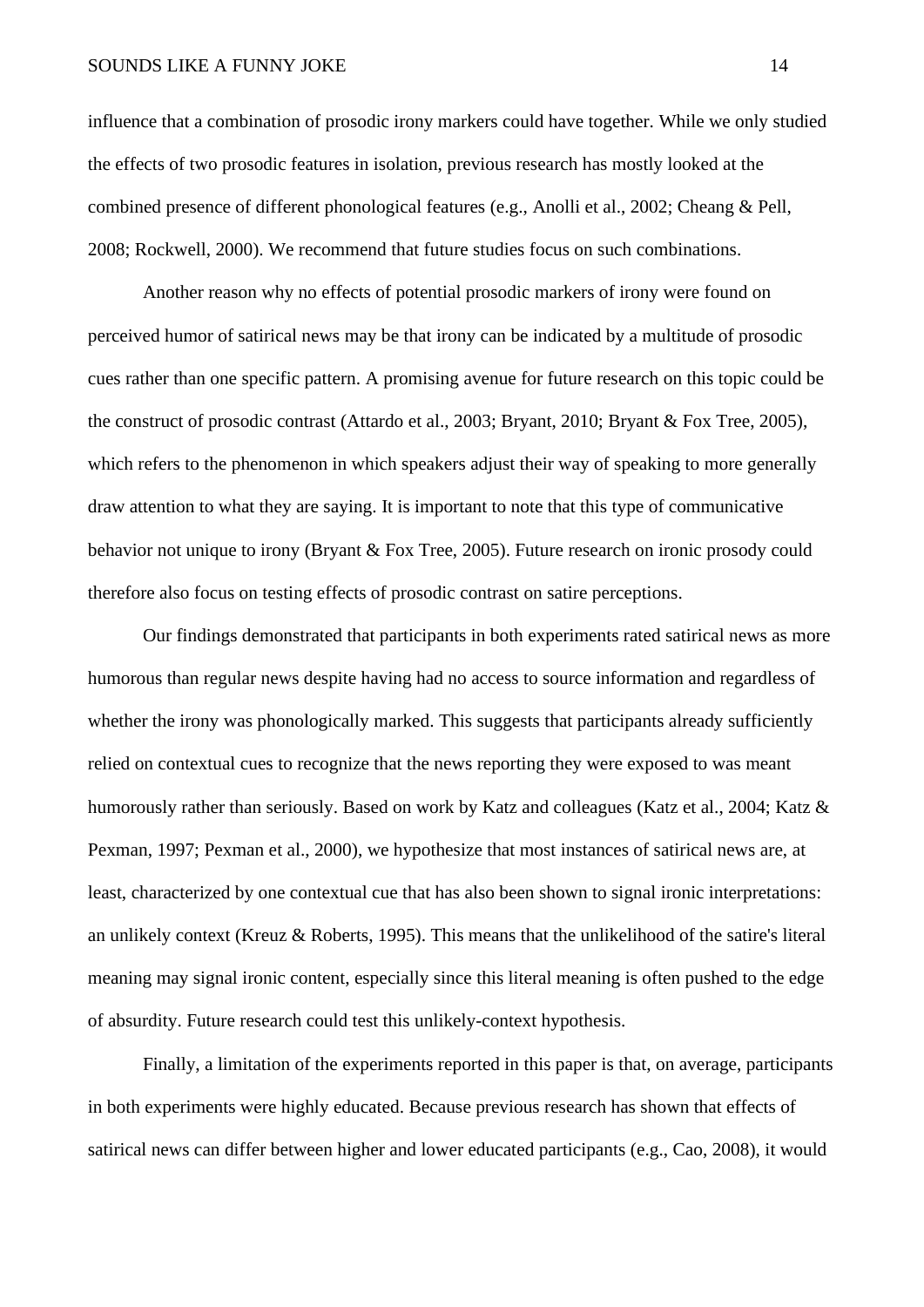influence that a combination of prosodic irony markers could have together. While we only studied the effects of two prosodic features in isolation, previous research has mostly looked at the combined presence of different phonological features (e.g., Anolli et al., 2002; Cheang & Pell, 2008; Rockwell, 2000). We recommend that future studies focus on such combinations.

Another reason why no effects of potential prosodic markers of irony were found on perceived humor of satirical news may be that irony can be indicated by a multitude of prosodic cues rather than one specific pattern. A promising avenue for future research on this topic could be the construct of prosodic contrast (Attardo et al., 2003; Bryant, 2010; Bryant & Fox Tree, 2005), which refers to the phenomenon in which speakers adjust their way of speaking to more generally draw attention to what they are saying. It is important to note that this type of communicative behavior not unique to irony (Bryant & Fox Tree, 2005). Future research on ironic prosody could therefore also focus on testing effects of prosodic contrast on satire perceptions.

Our findings demonstrated that participants in both experiments rated satirical news as more humorous than regular news despite having had no access to source information and regardless of whether the irony was phonologically marked. This suggests that participants already sufficiently relied on contextual cues to recognize that the news reporting they were exposed to was meant humorously rather than seriously. Based on work by Katz and colleagues (Katz et al., 2004; Katz & Pexman, 1997; Pexman et al., 2000), we hypothesize that most instances of satirical news are, at least, characterized by one contextual cue that has also been shown to signal ironic interpretations: an unlikely context (Kreuz & Roberts, 1995). This means that the unlikelihood of the satire's literal meaning may signal ironic content, especially since this literal meaning is often pushed to the edge of absurdity. Future research could test this unlikely-context hypothesis.

Finally, a limitation of the experiments reported in this paper is that, on average, participants in both experiments were highly educated. Because previous research has shown that effects of satirical news can differ between higher and lower educated participants (e.g., Cao, 2008), it would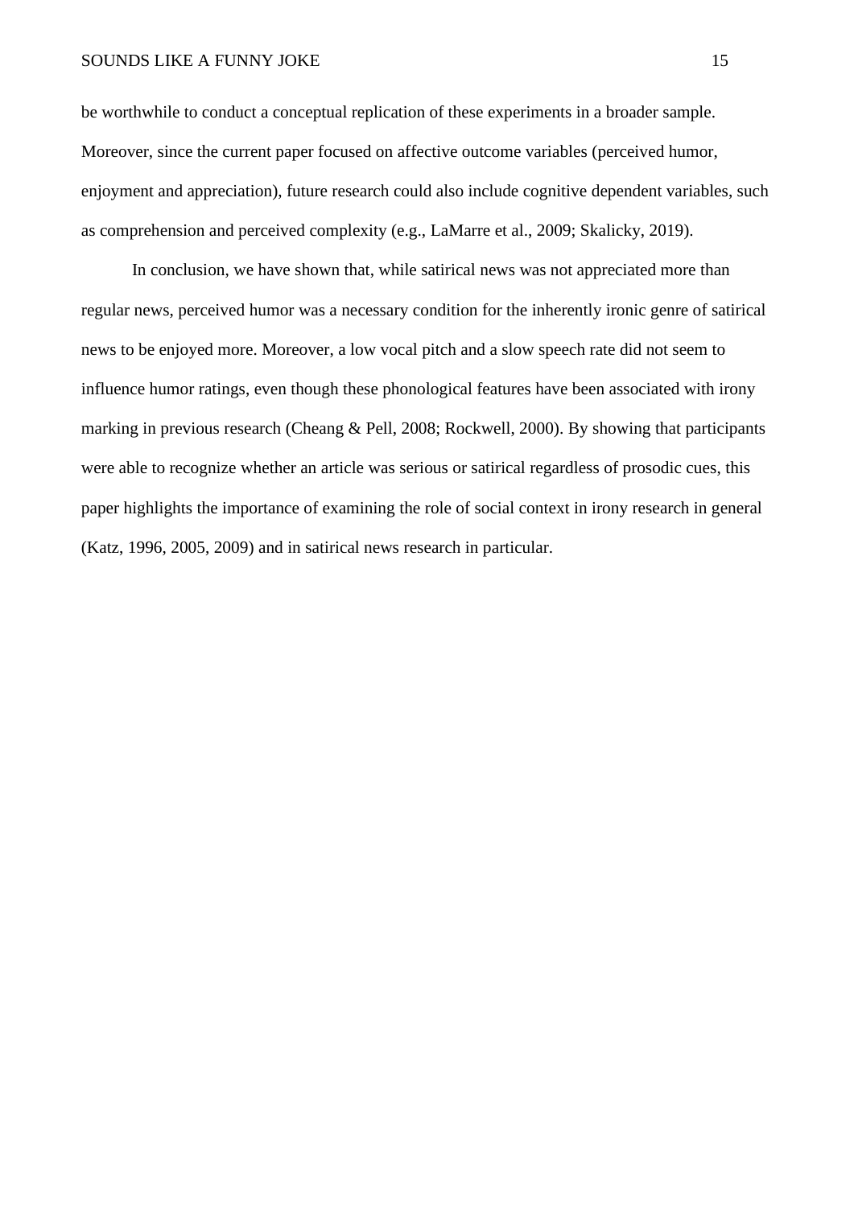be worthwhile to conduct a conceptual replication of these experiments in a broader sample. Moreover, since the current paper focused on affective outcome variables (perceived humor, enjoyment and appreciation), future research could also include cognitive dependent variables, such as comprehension and perceived complexity (e.g., LaMarre et al., 2009; Skalicky, 2019).

In conclusion, we have shown that, while satirical news was not appreciated more than regular news, perceived humor was a necessary condition for the inherently ironic genre of satirical news to be enjoyed more. Moreover, a low vocal pitch and a slow speech rate did not seem to influence humor ratings, even though these phonological features have been associated with irony marking in previous research (Cheang & Pell, 2008; Rockwell, 2000). By showing that participants were able to recognize whether an article was serious or satirical regardless of prosodic cues, this paper highlights the importance of examining the role of social context in irony research in general (Katz, 1996, 2005, 2009) and in satirical news research in particular.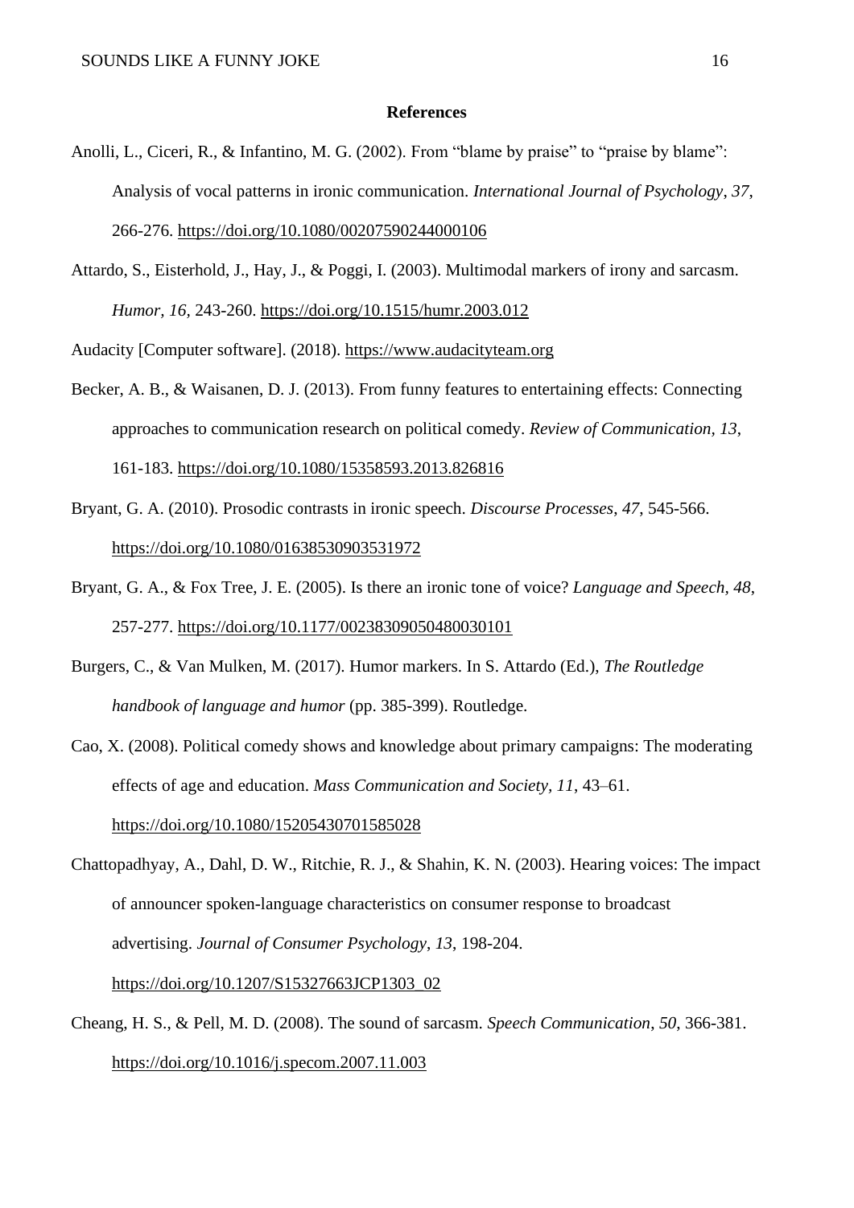## References

Anolli, L., Ciceri, R., & Infantino, M. G. (2002). From "blame by praise" to "praise by blame": Analysis of vocal patterns in ironic communication. *International Journal of Psychology*, *37*, 266-276. https://doi.org/10.1080/00207590244000106

Attardo, S., Eisterhold, J., Hay, J., & Poggi, I. (2003). Multimodal markers of irony and sarcasm. *Humor, 16,* 243-260. https://doi.org/10.1515/humr.2003.012

Audacity [Computer software]. (2018). https://www.audacityteam.org

Becker, A. B., & Waisanen, D. J. (2013). From funny features to entertaining effects: Connecting approaches to communication research on political comedy. *Review of Communication*, *13*, 161-183. https://doi.org/10.1080/15358593.2013.826816

Bryant, G. A. (2010). Prosodic contrasts in ironic speech. *Discourse Processes*, *47*, 545-566. https://doi.org/10.1080/01638530903531972

Bryant, G. A., & Fox Tree, J. E. (2005). Is there an ironic tone of voice? *Language and Speech, 48*, 257-277. https://doi.org/10.1177/00238309050480030101

Burgers, C., & Van Mulken, M. (2017). Humor markers. In S. Attardo (Ed.), *The Routledge handbook of language and humor* (pp. 385-399). Routledge.

Cao, X. (2008). Political comedy shows and knowledge about primary campaigns: The moderating effects of age and education. *Mass Communication and Society*, *11*, 43–61. https://doi.org/10.1080/15205430701585028

Chattopadhyay, A., Dahl, D. W., Ritchie, R. J., & Shahin, K. N. (2003). Hearing voices: The impact of announcer spoken-language characteristics on consumer response to broadcast advertising. *Journal of Consumer Psychology*, *13*, 198-204. https://doi.org/10.1207/S15327663JCP1303_02

Cheang, H. S., & Pell, M. D. (2008). The sound of sarcasm. *Speech Communication*, *50*, 366-381. https://doi.org/10.1016/j.specom.2007.11.003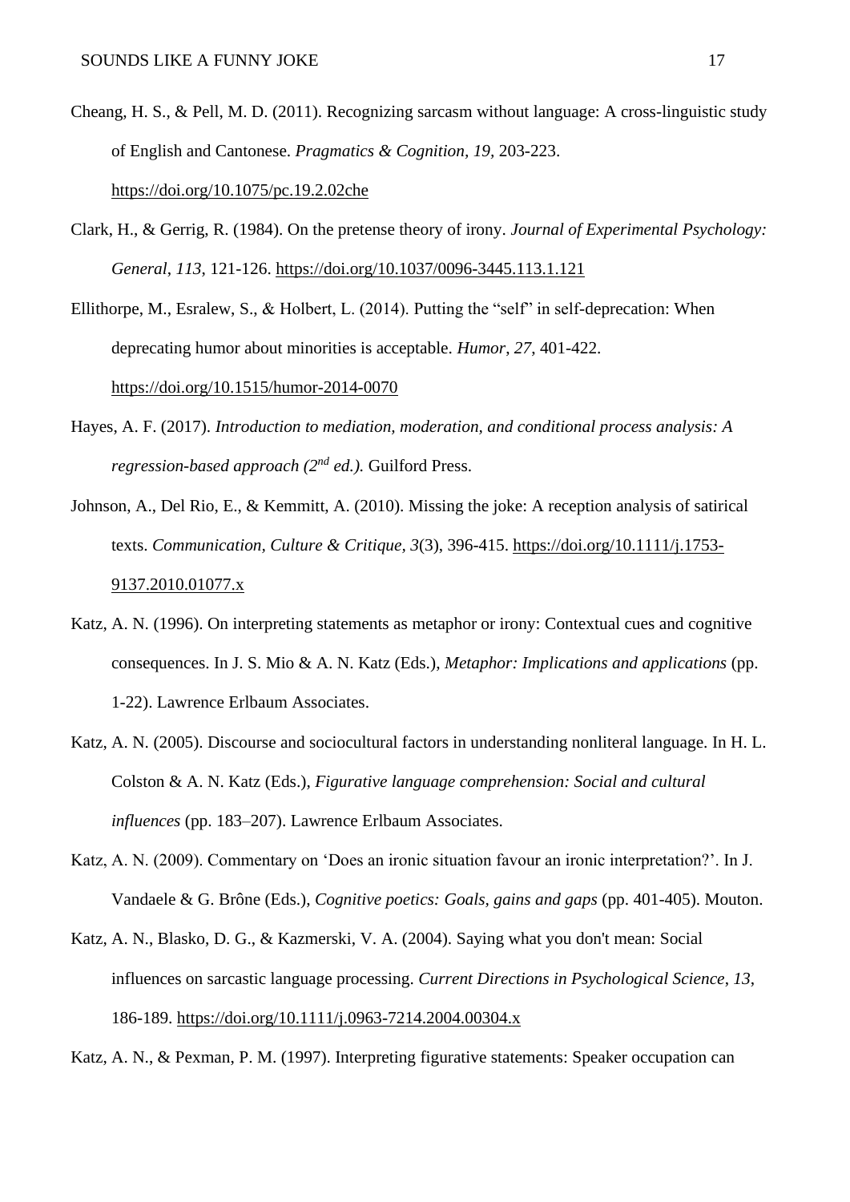Cheang, H. S., & Pell, M. D. (2011). Recognizing sarcasm without language: A cross-linguistic study of English and Cantonese. *Pragmatics & Cognition, 19*, 203-223. https://doi.org/10.1075/pc.19.2.02che

Clark, H., & Gerrig, R. (1984). On the pretense theory of irony. *Journal of Experimental Psychology: General*, *113*, 121-126. https://doi.org/10.1037/0096-3445.113.1.121

Ellithorpe, M., Esralew, S., & Holbert, L. (2014). Putting the "self" in self-deprecation: When deprecating humor about minorities is acceptable. *Humor*, *27*, 401-422. https://doi.org/10.1515/humor-2014-0070

Hayes, A. F. (2017). *Introduction to mediation, moderation, and conditional process analysis: A regression-based approach (2nd ed.).* Guilford Press.

Johnson, A., Del Rio, E., & Kemmitt, A. (2010). Missing the joke: A reception analysis of satirical texts. *Communication, Culture & Critique*, *3*(3), 396-415. https://doi.org/10.1111/j.1753-9137.2010.01077.x

Katz, A. N. (1996). On interpreting statements as metaphor or irony: Contextual cues and cognitive consequences. In J. S. Mio & A. N. Katz (Eds.), *Metaphor: Implications and applications* (pp. 1-22). Lawrence Erlbaum Associates.

Katz, A. N. (2005). Discourse and sociocultural factors in understanding nonliteral language. In H. L. Colston & A. N. Katz (Eds.), *Figurative language comprehension: Social and cultural influences* (pp. 183–207). Lawrence Erlbaum Associates.

Katz, A. N. (2009). Commentary on 'Does an ironic situation favour an ironic interpretation?'. In J. Vandaele & G. Brône (Eds.), *Cognitive poetics: Goals, gains and gaps* (pp. 401-405). Mouton.

Katz, A. N., Blasko, D. G., & Kazmerski, V. A. (2004). Saying what you don't mean: Social influences on sarcastic language processing. *Current Directions in Psychological Science*, *13*, 186-189. https://doi.org/10.1111/j.0963-7214.2004.00304.x

Katz, A. N., & Pexman, P. M. (1997). Interpreting figurative statements: Speaker occupation can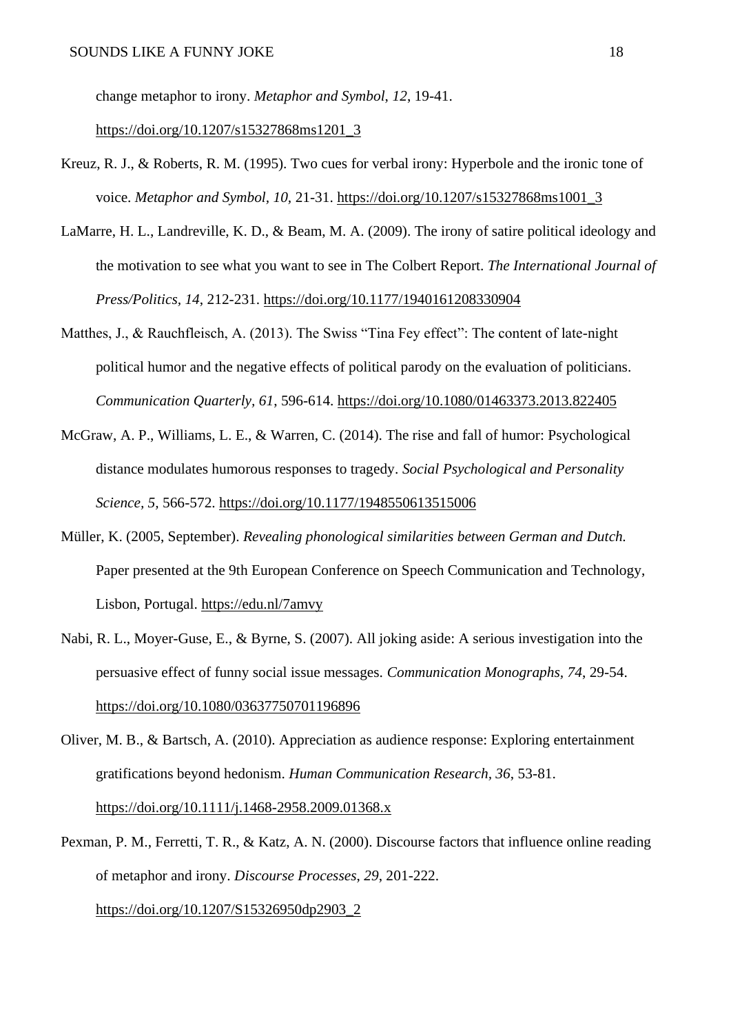change metaphor to irony. *Metaphor and Symbol*, *12*, 19-41. https://doi.org/10.1207/s15327868ms1201_3

Kreuz, R. J., & Roberts, R. M. (1995). Two cues for verbal irony: Hyperbole and the ironic tone of voice. *Metaphor and Symbol, 10,* 21-31. https://doi.org/10.1207/s15327868ms1001_3

LaMarre, H. L., Landreville, K. D., & Beam, M. A. (2009). The irony of satire political ideology and the motivation to see what you want to see in The Colbert Report. *The International Journal of Press/Politics, 14*, 212-231. https://doi.org/10.1177/1940161208330904

Matthes, J., & Rauchfleisch, A. (2013). The Swiss "Tina Fey effect": The content of late-night political humor and the negative effects of political parody on the evaluation of politicians. *Communication Quarterly, 61*, 596-614. https://doi.org/10.1080/01463373.2013.822405

McGraw, A. P., Williams, L. E., & Warren, C. (2014). The rise and fall of humor: Psychological distance modulates humorous responses to tragedy. *Social Psychological and Personality Science, 5,* 566-572. https://doi.org/10.1177/1948550613515006

Müller, K. (2005, September). *Revealing phonological similarities between German and Dutch.* Paper presented at the 9th European Conference on Speech Communication and Technology, Lisbon, Portugal. https://edu.nl/7amvy

Nabi, R. L., Moyer-Guse, E., & Byrne, S. (2007). All joking aside: A serious investigation into the persuasive effect of funny social issue messages. *Communication Monographs, 74*, 29-54. https://doi.org/10.1080/03637750701196896

Oliver, M. B., & Bartsch, A. (2010). Appreciation as audience response: Exploring entertainment gratifications beyond hedonism. *Human Communication Research, 36*, 53-81. https://doi.org/10.1111/j.1468-2958.2009.01368.x

Pexman, P. M., Ferretti, T. R., & Katz, A. N. (2000). Discourse factors that influence online reading of metaphor and irony. *Discourse Processes*, *29*, 201-222. https://doi.org/10.1207/S15326950dp2903_2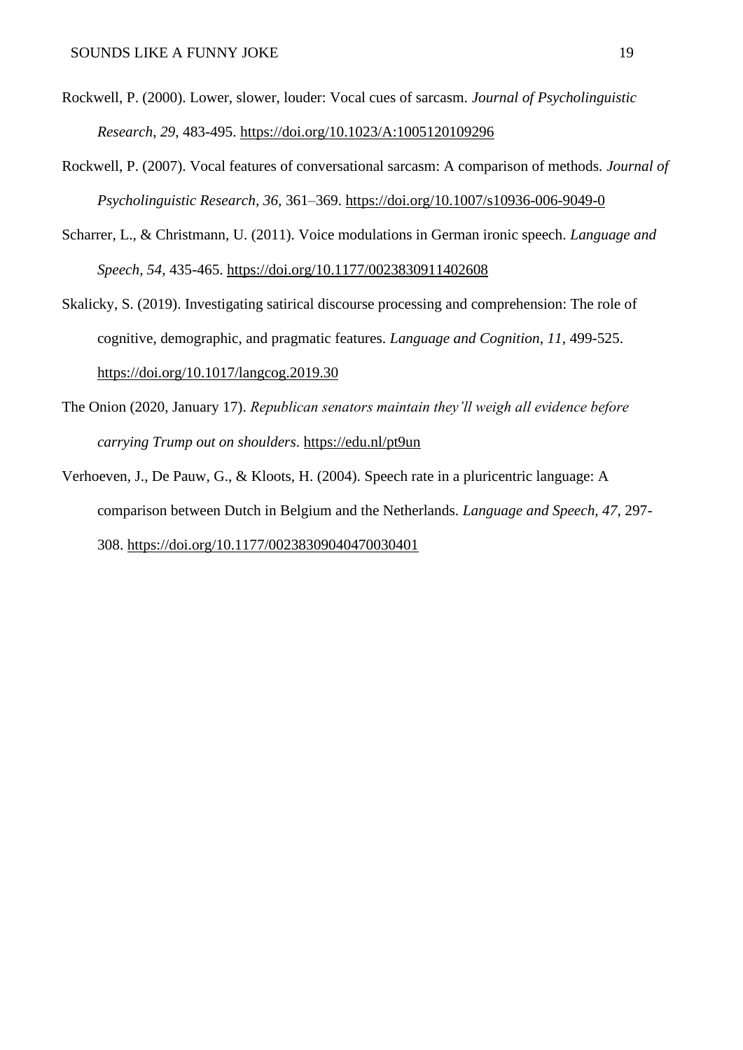Rockwell, P. (2000). Lower, slower, louder: Vocal cues of sarcasm. *Journal of Psycholinguistic Research*, *29*, 483-495. https://doi.org/10.1023/A:1005120109296

Rockwell, P. (2007). Vocal features of conversational sarcasm: A comparison of methods. *Journal of Psycholinguistic Research, 36,* 361–369. https://doi.org/10.1007/s10936-006-9049-0

Scharrer, L., & Christmann, U. (2011). Voice modulations in German ironic speech. *Language and Speech, 54,* 435-465. https://doi.org/10.1177/0023830911402608

Skalicky, S. (2019). Investigating satirical discourse processing and comprehension: The role of cognitive, demographic, and pragmatic features. *Language and Cognition*, *11*, 499-525. https://doi.org/10.1017/langcog.2019.30

The Onion (2020, January 17). *Republican senators maintain they'll weigh all evidence before carrying Trump out on shoulders*. https://edu.nl/pt9un

Verhoeven, J., De Pauw, G., & Kloots, H. (2004). Speech rate in a pluricentric language: A comparison between Dutch in Belgium and the Netherlands. *Language and Speech, 47*, 297-308. https://doi.org/10.1177/00238309040470030401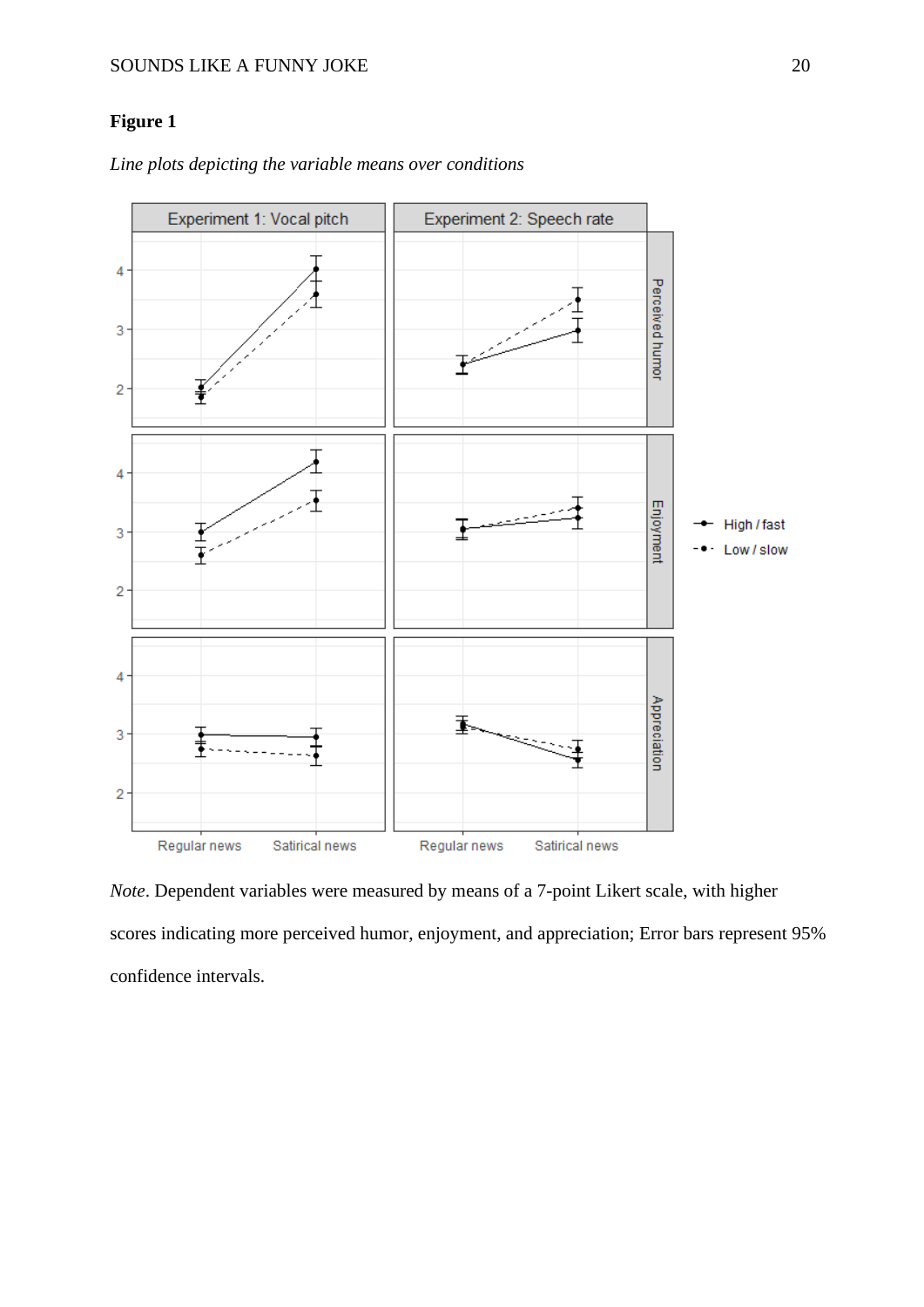**Figure 1**

*Line plots depicting the variable means over conditions*

*Note*. Dependent variables were measured by means of a 7-point Likert scale, with higher scores indicating more perceived humor, enjoyment, and appreciation; Error bars represent 95% confidence intervals.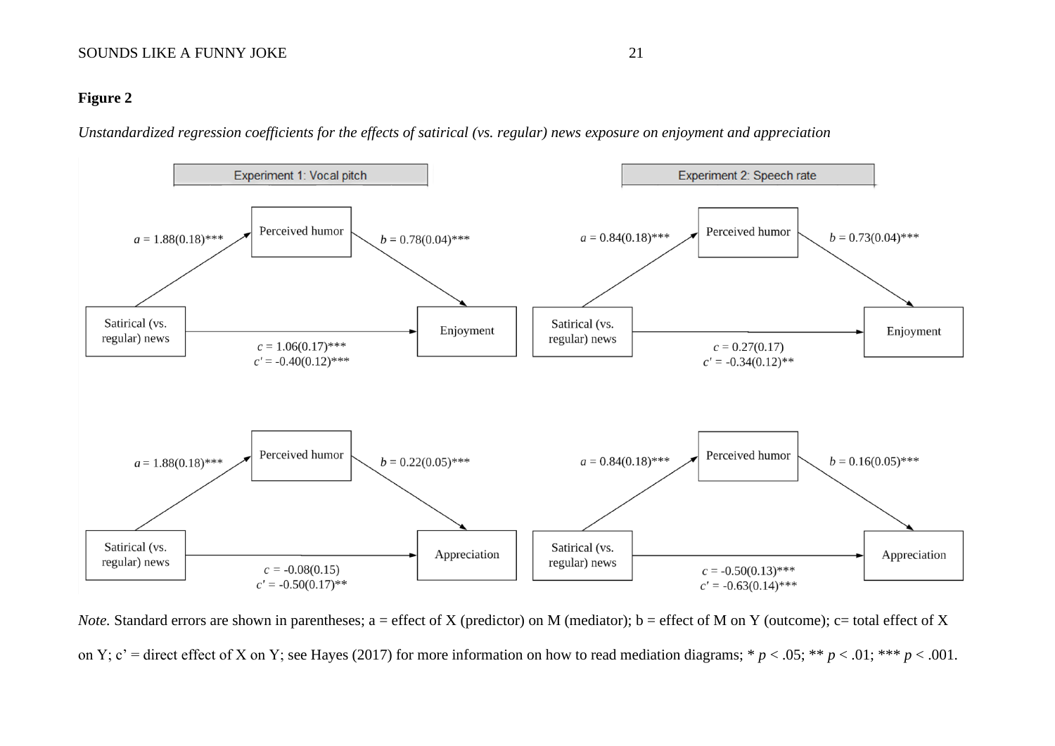**Figure 2**

*Unstandardized regression coefficients for the effects of satirical (vs. regular) news exposure on enjoyment and appreciation*

Experiment 1: Vocal pitch

Perceived humor

$a$ = 1.88(0.18)***

$b$ = 0.78(0.04)***

Satirical (vs. regular) news

Enjoyment

$c$ = 1.06(0.17)***

$c'$ = -0.40(0.12)***

Perceived humor

$a$ = 1.88(0.18)***

$b$ = 0.22(0.05)***

Satirical (vs. regular) news

Appreciation

$c$ = -0.08(0.15)

$c'$ = -0.50(0.17)**

Experiment 2: Speech rate

Perceived humor

$a$ = 0.84(0.18)***

$b$ = 0.73(0.04)***

Satirical (vs. regular) news

Enjoyment

$c$ = 0.27(0.17)

$c'$ = -0.34(0.12)**

Perceived humor

$a$ = 0.84(0.18)***

$b$ = 0.16(0.05)***

Satirical (vs. regular) news

Appreciation

$c$ = -0.50(0.13)***

$c'$ = -0.63(0.14)***

*Note.* Standard errors are shown in parentheses; a = effect of X (predictor) on M (mediator); b = effect of M on Y (outcome); c= total effect of X on Y; c' = direct effect of X on Y; see Hayes (2017) for more information on how to read mediation diagrams; * $p < .05$; ** $p < .01$; *** $p < .001$.